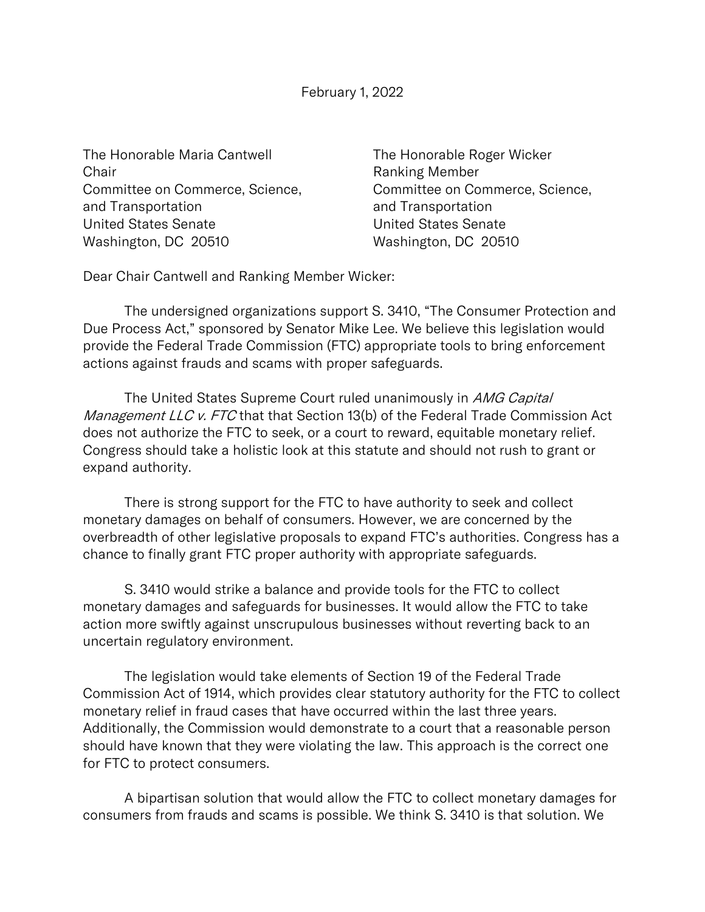February 1, 2022

The Honorable Maria Cantwell
Chair
Committee on Commerce, Science, and Transportation
United States Senate
Washington, DC 20510

The Honorable Roger Wicker
Ranking Member
Committee on Commerce, Science, and Transportation
United States Senate
Washington, DC 20510

Dear Chair Cantwell and Ranking Member Wicker:

The undersigned organizations support S. 3410, "The Consumer Protection and Due Process Act," sponsored by Senator Mike Lee. We believe this legislation would provide the Federal Trade Commission (FTC) appropriate tools to bring enforcement actions against frauds and scams with proper safeguards.

The United States Supreme Court ruled unanimously in *AMG Capital Management LLC v. FTC* that that Section 13(b) of the Federal Trade Commission Act does not authorize the FTC to seek, or a court to reward, equitable monetary relief. Congress should take a holistic look at this statute and should not rush to grant or expand authority.

There is strong support for the FTC to have authority to seek and collect monetary damages on behalf of consumers. However, we are concerned by the overbreadth of other legislative proposals to expand FTC's authorities. Congress has a chance to finally grant FTC proper authority with appropriate safeguards.

S. 3410 would strike a balance and provide tools for the FTC to collect monetary damages and safeguards for businesses. It would allow the FTC to take action more swiftly against unscrupulous businesses without reverting back to an uncertain regulatory environment.

The legislation would take elements of Section 19 of the Federal Trade Commission Act of 1914, which provides clear statutory authority for the FTC to collect monetary relief in fraud cases that have occurred within the last three years. Additionally, the Commission would demonstrate to a court that a reasonable person should have known that they were violating the law. This approach is the correct one for FTC to protect consumers.

A bipartisan solution that would allow the FTC to collect monetary damages for consumers from frauds and scams is possible. We think S. 3410 is that solution. We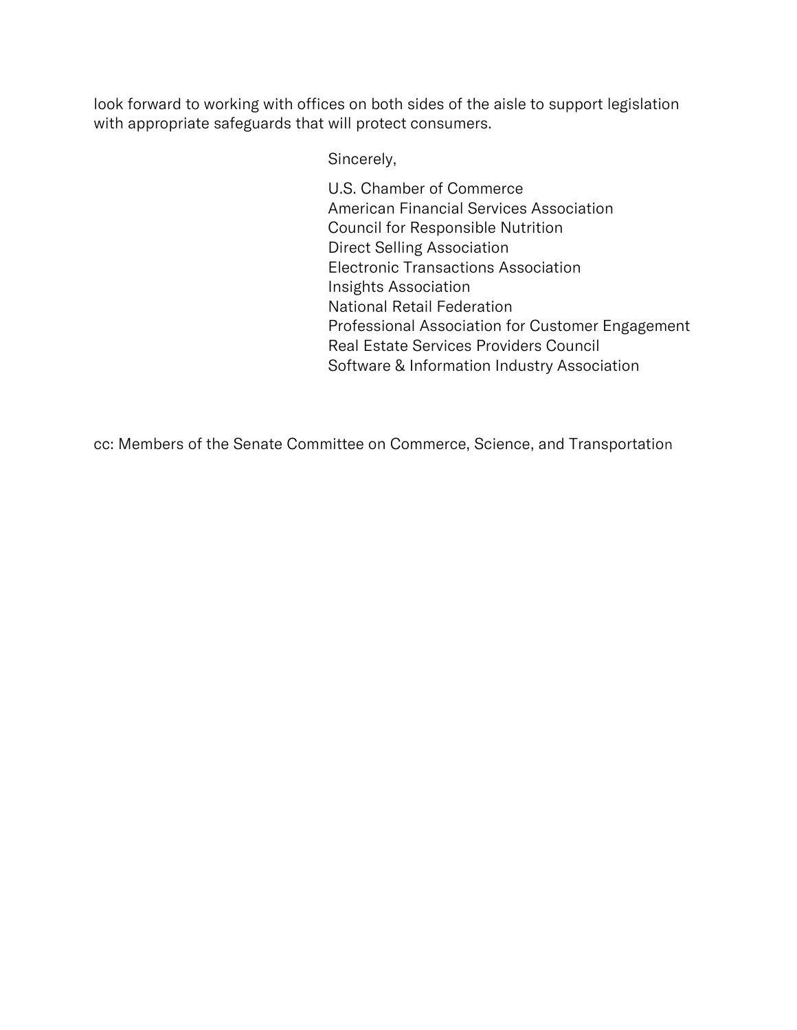look forward to working with offices on both sides of the aisle to support legislation with appropriate safeguards that will protect consumers.

Sincerely,

U.S. Chamber of Commerce
American Financial Services Association
Council for Responsible Nutrition
Direct Selling Association
Electronic Transactions Association
Insights Association
National Retail Federation
Professional Association for Customer Engagement
Real Estate Services Providers Council
Software & Information Industry Association

cc: Members of the Senate Committee on Commerce, Science, and Transportation